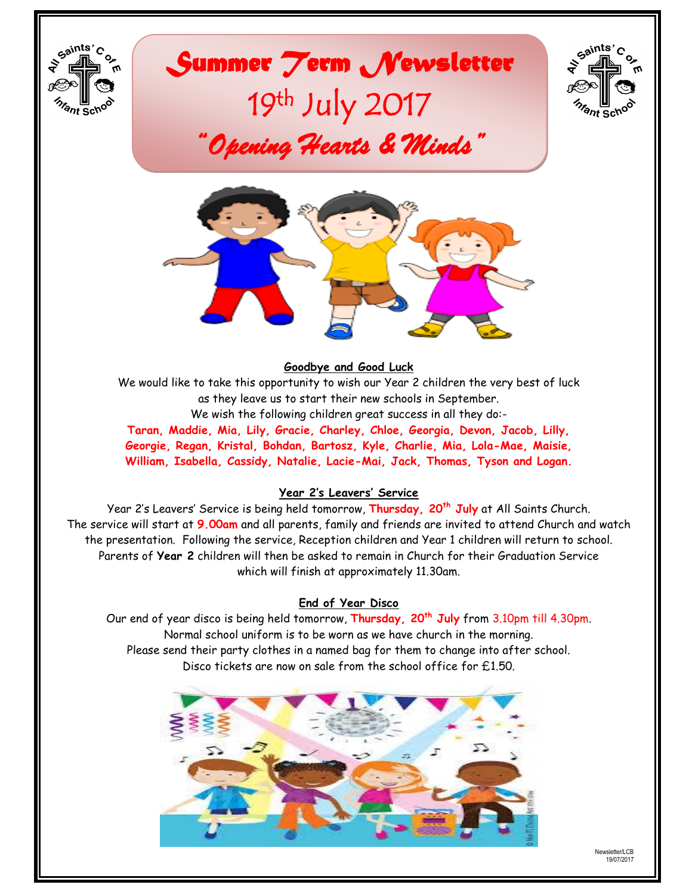# Summer Term Newsletter

## 19th July 2017

### *"Opening Hearts & Minds"*

**Goodbye and Good Luck**

We would like to take this opportunity to wish our Year 2 children the very best of luck as they leave us to start their new schools in September.

We wish the following children great success in all they do:-

**Taran, Maddie, Mia, Lily, Gracie, Charley, Chloe, Georgia, Devon, Jacob, Lilly, Georgie, Regan, Kristal, Bohdan, Bartosz, Kyle, Charlie, Mia, Lola-Mae, Maisie, William, Isabella, Cassidy, Natalie, Lacie-Mai, Jack, Thomas, Tyson and Logan.**

**Year 2's Leavers' Service**

Year 2's Leavers' Service is being held tomorrow, **Thursday, 20th July** at All Saints Church. The service will start at **9.00am** and all parents, family and friends are invited to attend Church and watch the presentation. Following the service, Reception children and Year 1 children will return to school. Parents of **Year 2** children will then be asked to remain in Church for their Graduation Service which will finish at approximately 11.30am.

**End of Year Disco**

Our end of year disco is being held tomorrow, **Thursday, 20th July** from 3.10pm till 4.30pm.
Normal school uniform is to be worn as we have church in the morning.
Please send their party clothes in a named bag for them to change into after school.
Disco tickets are now on sale from the school office for £1.50.

Newsletter/LCB
19/07/2017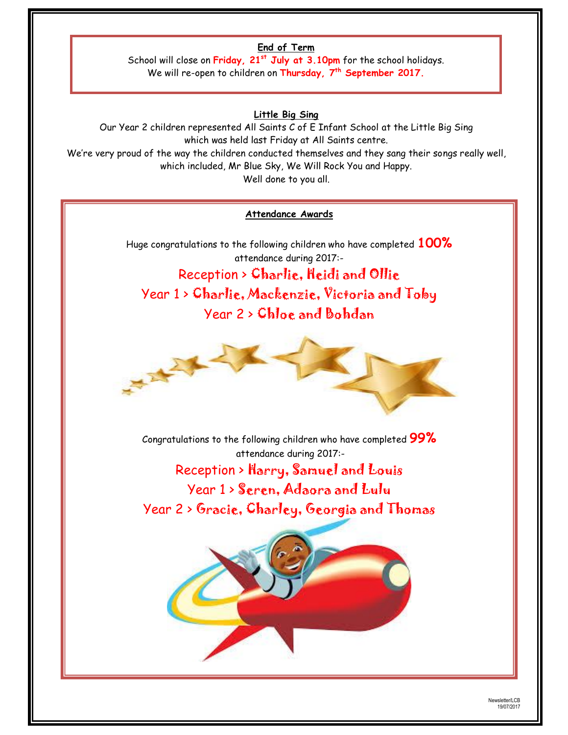## End of Term

School will close on **Friday, 21st July at 3.10pm** for the school holidays.
We will re-open to children on **Thursday, 7th September 2017.**

## Little Big Sing

Our Year 2 children represented All Saints C of E Infant School at the Little Big Sing which was held last Friday at All Saints centre.
We're very proud of the way the children conducted themselves and they sang their songs really well, which included, Mr Blue Sky, We Will Rock You and Happy.
Well done to you all.

## Attendance Awards

Huge congratulations to the following children who have completed **100%** attendance during 2017:-

Reception > Charlie, Heidi and Ollie
Year 1 > Charlie, Mackenzie, Victoria and Toby
Year 2 > Chloe and Bohdan

Congratulations to the following children who have completed **99%** attendance during 2017:-

Reception > Harry, Samuel and Louis
Year 1 > Seren, Adaora and Lulu
Year 2 > Gracie, Charley, Georgia and Thomas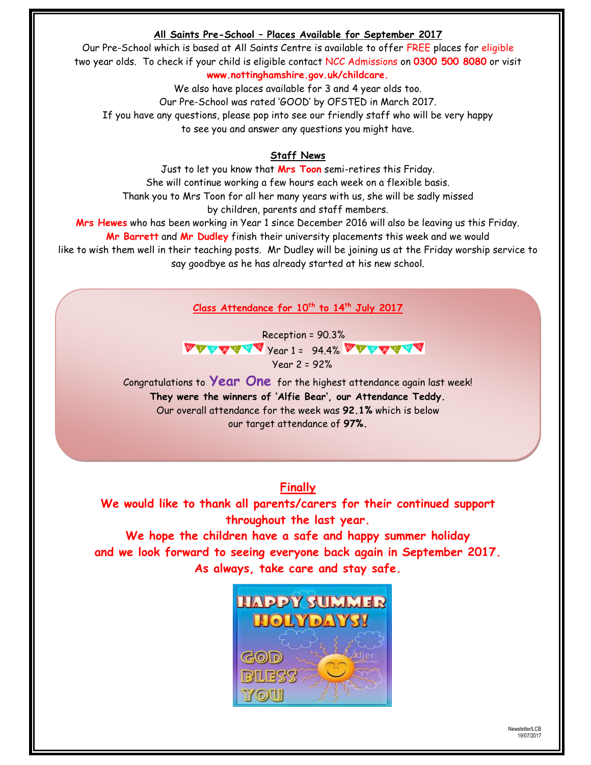## All Saints Pre-School – Places Available for September 2017

Our Pre-School which is based at All Saints Centre is available to offer FREE places for eligible two year olds. To check if your child is eligible contact NCC Admissions on **0300 500 8080** or visit **www.nottinghamshire.gov.uk/childcare.**

We also have places available for 3 and 4 year olds too.

Our Pre-School was rated 'GOOD' by OFSTED in March 2017.

If you have any questions, please pop into see our friendly staff who will be very happy to see you and answer any questions you might have.

## Staff News

Just to let you know that **Mrs Toon** semi-retires this Friday.

She will continue working a few hours each week on a flexible basis.

Thank you to Mrs Toon for all her many years with us, she will be sadly missed by children, parents and staff members.

**Mrs Hewes** who has been working in Year 1 since December 2016 will also be leaving us this Friday.

**Mr Barrett** and **Mr Dudley** finish their university placements this week and we would like to wish them well in their teaching posts. Mr Dudley will be joining us at the Friday worship service to say goodbye as he has already started at his new school.

## Class Attendance for 10th to 14th July 2017

Reception = 90.3%

WINNERS Year 1 = 94.4% WINNERS

Year 2 = 92%

Congratulations to **Year One** for the highest attendance again last week!

**They were the winners of 'Alfie Bear', our Attendance Teddy.**

Our overall attendance for the week was **92.1%** which is below our target attendance of **97%.**

## Finally

**We would like to thank all parents/carers for their continued support throughout the last year.**

**We hope the children have a safe and happy summer holiday and we look forward to seeing everyone back again in September 2017.**

**As always, take care and stay safe.**

HAPPY SUMMER HOLYDAYS!
GOD BLESS YOU